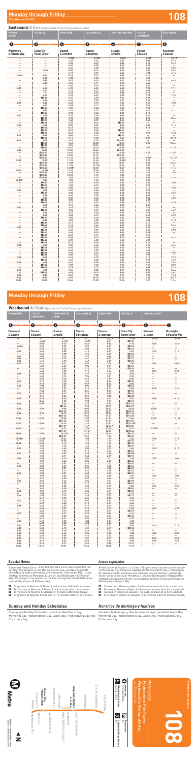# Monday through Friday

Effective Jun 26 2022

**108**

## Eastbound *Al Este (Approximate Times/Tiempos Aproximados)*

| MARINA DEL REY | FOX HILLS | HYDE PARK | LOS ANGELES | HUNTINGTON PARK | CITY OF COMMERCE | PICO RIVERA |
|---|---|---|---|---|---|---|
| 1 | 2 | 3 | 4 | 5 | 6 | 7 |
| Washington & Palawan Way | Culver City Transit Center | Slauson & Crenshaw | Slauson & Broadway | Slauson & Pacific | Slauson & Eastern | Paramount & Slauson |
| — | — | 4:04A | 4:18A | 4:32A | 4:43A | 4:51A |
| — | — | 4:22 | 4:38 | 4:51 | 5:01 | 5:09 |
| — | — | 4:29 | 4:47 | 5:06 | 5:21 | 5:32 |
| — | — | 4:44 | 5:03 | 5:15 | 5:29 | — |
| — | — | 4:55 | 5:09 | 5:26 | 5:41 | — |
| — | 4:50A | 5:05 | 5:19 | 5:34 | 5:51 | 6:02 |
| — | — | 5:17 | 5:31 | 5:46 | 6:03 | 6:13 |
| 4:54A | 5:14 | 5:29 | 5:42 | 5:58 | 6:13 | — |
| — | 5:22 | 5:37 | 5:53 | 6:09 | 6:26 | — |
| — | 5:32 | 5:47 | 6:03 | 6:21 | 6:38 | 6:47 |
| — | 5:39 | 5:55 | 6:11 | 6:29 | 6:46 | — |
| — | — | 6:03 | 6:18 | 6:34 | 6:51 | — |
| 5:32 | 5:53 | 6:09 | 6:25 | 6:43 | 7:00 | 7:11 |
| — | 6:00 | 6:16 | 6:32 | 6:50 | 7:06 | — |
| — | — | 6:25 | 6:40 | 6:58 | 7:15 | — |
| — | 6:13 | 6:29 | 6:47 | 7:06 | 7:23 | 7:34 |
| — | A6:21 | 6:39 | 6:54 | 7:12 | 7:29 | — |
| — | 6:28 | 6:44 | 7:00 | 7:21 | 7:36 | — |
| 6:17 | 6:36 | 6:52 | 7:09 | 7:29 | 7:46 | 7:58 |
| — | A6:47 | 7:05 | 7:26 | 7:42 | 8:00 | — |
| — | 6:54 | 7:14 | 7:32 | 7:52 | 8:10 | 8:21 |
| 6:50 | 7:13 | 7:31 | 7:50 | 8:09 | 8:26 | — |
| — | A7:20 | 7:39 | 7:58 | 8:17 | 8:35 | — |
| — | A7:28 | 7:46 | 8:05 | 8:24 | 8:42 | 8:54 |
| 7:26 | 7:49 | 8:07 | 8:26 | 8:45 | 9:02 | 9:14 |
| — | A7:57 | 8:15 | 8:35 | 8:53 | 9:10 | — |
| — | A8:11 | 8:29 | 8:48 | 9:07 | 9:24 | — |
| — | A8:22 | 8:41 | 9:00 | 9:20 | 9:37 | 9:48 |
| 8:15 | 8:39 | 8:56 | 9:15 | 9:34 | 9:51 | — |
| — | A8:53 | 9:11 | 9:30 | 9:49 | 10:07 | 10:18 |
| 8:45 | 9:08 | 9:26 | 9:45 | 10:04 | 10:21 | — |
| — | A9:23 | 9:41 | 10:00 | 10:19 | 10:36 | 10:46 |
| — | A9:38 | 9:56 | 10:15 | 10:34 | 10:51 | — |
| 9:42 | 10:05 | 10:25 | 10:45 | 11:05 | 11:20 | 11:25 |
| — | A10:20 | 10:40 | 11:00 | 11:20 | 11:35 | — |
| — | A10:35 | 10:55 | 11:15 | 11:35 | 11:50 | 11:55 |
| 10:28 | 10:50 | 11:10 | 11:30 | 11:49 | 12:04P | — |
| — | A11:05 | 11:25 | 11:45 | 12:04P | 12:19 | 12:24P |
| — | A11:20 | 11:40 | 12:00P | 12:19 | 12:34 | — |
| — | A11:35 | 11:55 | 12:15 | 12:34 | 12:49 | 12:54 |
| 11:25 | 11:50 | 12:10P | 12:30 | 12:49 | 1:04 | — |
| — | A12:05P | 12:25 | 12:45 | 1:04 | 1:19 | 1:24 |
| — | A12:20 | 12:40 | 1:00 | 1:19 | 1:34 | — |
| 12:12P | 12:35 | 12:55 | 1:15 | 1:34 | 1:49 | 1:54 |
| — | A12:50 | 1:10 | 1:30 | 1:49 | 2:04 | — |
| — | 1:05 | 1:25 | 1:45 | 2:04 | 2:19 | 2:24 |
| 12:57 | 1:20 | 1:40 | 2:00 | 2:19 | 2:34 | — |
| — | A1:35 | 1:55 | 2:15 | 2:34 | 2:49 | 2:54 |
| — | A1:50 | 2:10 | 2:30 | 2:49 | 3:04 | — |
| 1:42 | 2:05 | 2:25 | 2:45 | 3:04 | 3:19 | 3:24 |
| — | A2:20 | 2:40 | 3:00 | 3:19 | 3:34 | — |
| — | A2:35 | 2:55 | 3:15 | 3:34 | 3:49 | 3:54 |
| 2:22 | 2:50 | 3:10 | 3:30 | 3:49 | 4:04 | — |
| — | A3:05 | 3:25 | 3:45 | 4:04 | 4:19 | 4:24 |
| — | A3:20 | 3:40 | 4:00 | 4:19 | 4:34 | — |
| 3:12 | 3:35 | 3:55 | 4:15 | 4:34 | 4:49 | 4:54 |
| — | A3:50 | 4:10 | 4:30 | 4:49 | 5:04 | — |
| — | A4:05 | 4:25 | 4:45 | 5:04 | 5:19 | 5:24 |
| 3:57 | 4:20 | 4:40 | 5:00 | 5:19 | 5:34 | — |
| — | A4:35 | 4:55 | 5:15 | 5:34 | 5:49 | 5:54 |
| — | A4:50 | 5:10 | 5:30 | 5:49 | 6:04 | — |
| 4:42 | 5:05 | 5:25 | 5:45 | 6:04 | 6:19 | 6:24 |
| — | A5:20 | 5:40 | 6:00 | 6:18 | 6:33 | — |
| — | A5:38 | 5:58 | 6:17 | 6:35 | 6:49 | 6:54 |
| 5:19 | 5:49 | 6:09 | 6:27 | 6:44 | 6:58 | — |
| — | A6:07 | 6:27 | 6:45 | 7:02 | 7:15 | 7:22 |
| 5:49 | 6:19 | 6:38 | 6:56 | 7:12 | 7:25 | — |
| — | A6:38 | 6:57 | 7:14 | 7:30 | 7:42 | 7:52 |
| 6:22 | 6:51 | 7:09 | 7:26 | 7:41 | 7:53 | — |
| — | A7:12 | 7:30 | 7:46 | 8:01 | 8:12 | 8:20 |
| 7:01 | 7:29 | 7:46 | 8:02 | 8:16 | 8:27 | — |
| — | A7:50 | 8:07 | 8:22 | 8:36 | 8:46 | 8:53 |
| 8:02 | 8:29 | 8:46 | 9:00 | 9:14 | 9:24 | — |
| 9:05 | 9:34 | 9:46 | 10:01 | 10:15 | 10:28 | 10:37 |
| 10:06 | 10:34 | 10:46 | 11:03 | 11:14 | 11:27 | 11:34 |

# Monday through Friday

**108**

## Westbound *Al Oeste (Approximate Times/Tiempos Aproximados)*

| PICO RIVERA | CITY OF COMMERCE | HUNTINGTON PARK | LOS ANGELES | HYDE PARK | FOX HILLS | MARINA DEL REY |
|---|---|---|---|---|---|---|
| 7 | 6 | 5 | 4 | 3 | 2 | 1 |
| Paramount & Slauson | Slauson & Eastern | Slauson & Pacific | Slauson & Broadway | Slauson & Crenshaw | Culver City Transit Center | Washington & Palawan Way |
| — | — | — | 4:19A | 4:34A | 4:50A | 5:04A |
| — | 4:56A | 5:05A | 5:18 | 5:33 | B5:48 | — |
| 4:49A | 5:00 | 5:12 | 5:25 | 5:41 | 5:59 | 6:15 |
| — | 5:14 | 5:22 | 5:36 | 5:54 | B6:12 | — |
| — | 5:21 | 5:30 | 5:43 | 6:03 | B6:21 | — |
| 5:14 | 5:31 | 5:41 | 5:56 | 6:15 | 6:32 | 6:49 |
| — | 5:41 | 5:51 | 6:07 | 6:27 | B6:47 | — |
| — | 5:49 | 5:59 | 6:16 | 6:37 | B6:58 | — |
| 5:44 | 5:57 | 6:07 | 6:24 | 6:45 | 7:07 | 7:28 |
| — | 6:04 | 6:15 | 6:33 | 6:55 | B7:17 | — |
| — | 6:11 | 6:23 | 6:41 | 7:03 | B7:26 | — |
| 6:02 | 6:18 | 6:30 | 6:49 | 7:12 | 7:35 | 7:57 |
| — | 6:28 | 6:40 | 6:59 | 7:22 | B7:45 | — |
| — | 6:36 | 6:48 | 7:08 | 7:31 | B7:55 | — |
| 6:33 | 6:46 | 6:58 | 7:18 | 7:41 | 8:05 | 8:26 |
| — | 6:54 | 7:06 | 7:27 | 7:50 | B8:13 | — |
| — | 7:04 | 7:16 | 7:37 | 8:00 | B8:23 | — |
| 7:01 | 7:14 | 7:26 | 7:47 | 8:10 | 8:33 | 8:53 |
| — | 7:24 | 7:36 | 7:57 | 8:20 | B8:43 | — |
| — | 7:34 | 7:46 | 8:07 | 8:30 | B8:53 | — |
| 7:33 | 7:46 | 7:58 | 8:18 | 8:40 | 9:03 | 9:24 |
| — | 8:00 | 8:12 | 8:31 | 8:53 | B9:15 | — |
| 8:03 | 8:16 | 8:28 | 8:46 | 9:07 | 9:29 | 9:49 |
| — | 8:31 | 8:43 | 9:01 | 9:22 | B9:44 | — |
| 8:33 | 8:46 | 8:58 | 9:16 | 9:37 | 9:59 | 10:19 |
| — | 9:01 | 9:13 | 9:31 | 9:52 | B10:14 | — |
| 9:03 | 9:16 | 9:28 | 9:46 | 10:07 | 10:29 | 10:49 |
| — | 9:31 | 9:43 | 10:01 | 10:22 | B10:44 | — |
| 9:33 | 9:46 | 9:58 | 10:16 | 10:37 | 10:59 | 11:19 |
| — | 10:01 | 10:13 | 10:31 | 10:52 | B11:14 | — |
| 10:03 | 10:16 | 10:28 | 10:46 | 11:07 | 11:29 | 11:49 |
| — | 10:31 | 10:43 | 11:01 | 11:22 | B11:44 | — |
| 10:33 | 10:46 | 10:58 | 11:16 | 11:37 | 11:59 | 12:19P |
| — | 11:01 | 11:13 | 11:31 | 11:52 | B12:14P | — |
| 11:03 | 11:16 | 11:28 | 11:46 | 12:07P | 12:29 | 12:49 |
| — | 11:31 | 11:43 | 12:01P | 12:22 | B12:44 | — |
| 11:33 | 11:46 | 11:58 | 12:16 | 12:37 | 12:59 | 1:19 |
| — | 12:01P | 12:13P | 12:31 | 12:52 | B1:14 | — |
| 12:03P | 12:16 | 12:28 | 12:46 | 1:07 | 1:29 | 1:49 |
| — | 12:31 | 12:43 | 1:01 | 1:22 | B1:44 | — |
| 12:33 | 12:46 | 12:58 | 1:16 | 1:37 | 1:59 | 2:19 |
| — | 1:01 | 1:13 | 1:31 | 1:52 | B2:14 | — |
| 1:03 | 1:16 | 1:28 | 1:46 | 2:07 | 2:29 | 2:49 |
| — | 1:31 | 1:43 | 2:01 | 2:22 | B2:44 | — |
| 1:33 | 1:46 | 1:58 | 2:16 | 2:37 | 2:59 | 3:19 |
| — | 2:01 | 2:13 | 2:31 | 2:52 | B3:14 | — |
| 2:03 | 2:16 | 2:28 | 2:46 | 3:07 | 3:29 | 3:49 |
| — | 2:31 | 2:43 | 3:01 | 3:22 | B3:44 | — |
| 2:33 | 2:46 | 2:58 | 3:16 | 3:37 | 3:59 | 4:19 |
| — | 3:01 | 3:13 | 3:31 | 3:52 | B4:14 | — |
| 3:03 | 3:16 | 3:28 | 3:46 | 4:07 | 4:29 | 4:49 |
| — | 3:31 | 3:43 | 4:01 | 4:22 | B4:44 | — |
| 3:33 | 3:46 | 3:58 | 4:16 | 4:37 | 4:59 | 5:19 |
| — | 4:01 | 4:13 | 4:31 | 4:52 | B5:14 | — |
| 4:03 | 4:16 | 4:28 | 4:46 | 5:07 | 5:29 | 5:49 |
| — | 4:31 | 4:43 | 5:01 | 5:22 | B5:44 | — |
| 4:33 | 4:46 | 4:58 | 5:16 | 5:37 | 5:59 | 6:17 |
| — | 5:01 | 5:13 | 5:31 | 5:52 | B6:13 | — |
| 5:03 | 5:16 | 5:28 | 5:46 | 6:07 | 6:27 | 6:44 |
| — | 5:33 | 5:45 | 6:03 | 6:23 | B6:42 | — |
| 5:38 | 5:51 | 6:02 | 6:19 | 6:38 | 6:57 | 7:13 |
| — | 6:13 | 6:24 | 6:40 | 6:58 | B7:16 | — |
| 6:35 | 6:47 | 6:57 | 7:12 | 7:29 | 7:46 | 8:01 |
| 7:35 | 7:47 | 7:57 | 8:11 | 8:27 | 8:44 | 8:58 |
| 8:35 | 8:47 | 8:57 | 9:10 | 9:25 | 9:41 | 9:55 |
| 9:35 | 9:47 | 9:57 | 10:09 | 10:24 | 10:40 | 10:53 |
| 10:35 | 10:47 | 10:56 | 11:08 | 11:23 | 11:39 | — |

## Special Notes

Passenger Restrictions – Line 108 operates a one-way loop in Marina del Rey. Passengers via Via Marina, Pacific Ave, and Washington Bl. should board buses with headsigns indicating "Marina del Rey", using westbound times at Mindanao & Lincoln and Washington & Palawan Way. Passengers can remain on the bus through the scheduled layover time at Washington & Palawan Way.

- **A** Originates at Mariner & Major 3 to 8 minutes before time shown.
- **B** Terminates at Mariner & Major 3 to 8 minutes after time shown.
- **C** Terminates at Atlantic & Slauson 11 minutes after time shown.
- **D** Originates at Atlantic & Slauson 12-14 minutes before time shown.

## Avisos especiales

*Restricciones al Pasajero – La Línea 108 opera en un lazo de un solo sentido en Marina del Rey. Pasajeros saliendo Via Marina, Pacific Ave. y Washington Bl. deberán tomar autobuses que indiquen "Marina Del Rey", usando los horas rumbo al oeste por Mindanao y Lincoln y Washington y Palawan Way. Pasajeros pueden permanecer en el autobús durante la hora planificada en Washington y Palawan Way.*

- **A** *Comienza en Mariner y Major 3 a 8 minutos antes de la hora mostrada.*
- **B** *Termina en Mariner y Major 3 a 8 minutos después de la hora mostrada.*
- **C** *Termina en Atlantic & Slauson 11 minutos después de la hora indicada.*
- **D** *Se origina en Atlantic & Slauson 12-14 minutos antes de la hora indicada.*

## Sunday and Holiday Schedules

Sunday and Holiday Schedule in effect on New Year's Day, Memorial Day, Independence Day, Labor Day, Thanksgiving Day and Christmas Day.

## Horarios de domingo y festivos

*Horarios de domingo y días feriados en vigor para New Year's Day, Memorial Day, Independence Day, Labor Day, Thanksgiving Day y Christmas Day*

Metro Local

Eastbound to Pico Rivera

Westbound to Marina del Rey

Effective Jun 26 2022

**108**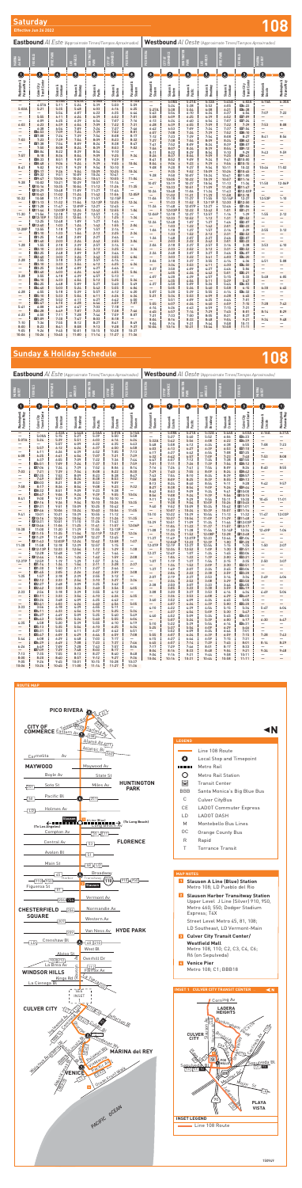# Saturday

**Effective Jun 26 2022**

## 108

### Eastbound *Al Este (Approximate Times/Tiempos Aproximados)*

| Marina del Rey | Culver City | Westchester | Hyde Park | Chesterfield Square | Florence | Huntington Park | Maywood |
|---|---|---|---|---|---|---|---|
| 1 | 2 | 3 | 4 | 5 | 6 | 7 | 8 |
| Washington & Fiji Way/Via Marina | Culver City Transit Center | Slauson & Crenshaw | Slauson & Western | Slauson & Vermont | Slauson & Broadway | Slauson & Pacific | Slauson & Atlantic |

### Westbound *Al Oeste (Approximate Times/Tiempos Aproximados)*

| Maywood | Huntington Park | Florence | Chesterfield Square | Hyde Park | Westchester | Culver City | Marina del Rey |
|---|---|---|---|---|---|---|---|
| 8 | 7 | 6 | 5 | 4 | 3 | 2 | 1 |
| Slauson & Atlantic | Slauson & Pacific | Slauson & Broadway | Slauson & Vermont | Slauson & Western | Slauson & Crenshaw | Culver City Transit Center | Washington & Fiji Way/Via Marina |

# Sunday & Holiday Schedule

## 108

### Eastbound *Al Este (Approximate Times/Tiempos Aproximados)*

| Marina del Rey | Culver City | Westchester | Hyde Park | Chesterfield Square | Florence | Huntington Park | Maywood |
|---|---|---|---|---|---|---|---|
| 1 | 2 | 3 | 4 | 5 | 6 | 7 | 8 |
| Washington & Fiji Way/Via Marina | Culver City Transit Center | Slauson & Crenshaw | Slauson & Western | Slauson & Vermont | Slauson & Broadway | Slauson & Pacific | Slauson & Atlantic |

### Westbound *Al Oeste (Approximate Times/Tiempos Aproximados)*

| Maywood | Huntington Park | Florence | Chesterfield Square | Hyde Park | Westchester | Culver City | Marina del Rey |
|---|---|---|---|---|---|---|---|
| 8 | 7 | 6 | 5 | 4 | 3 | 2 | 1 |
| Slauson & Atlantic | Slauson & Pacific | Slauson & Broadway | Slauson & Vermont | Slauson & Western | Slauson & Crenshaw | Culver City Transit Center | Washington & Fiji Way/Via Marina |

## Route Map

PICO RIVERA

CITY OF COMMERCE

MAYWOOD

HUNTINGTON PARK

FLORENCE

CHESTERFIELD SQUARE

HYDE PARK

WINDSOR HILLS

CULVER CITY

VENICE

MARINA DEL REY

PACIFIC OCEAN

### Legend

- Line 108 Route
- Local Stop and Timepoint
- Metro Rail
- Metro Rail Station
- Transit Center
- BBB Santa Monica's Big Blue Bus
- C Culver CityBus
- CE LADOT Commuter Express
- LD LADOT DASH
- M Montebello Bus Lines
- OC Orange County Bus
- R Rapid
- T Torrance Transit

### Map Notes

1. **Slauson A Line (Blue) Station**
   Metro 108; LD Pueblo del Rio
2. **Slauson Harbor Transitway Station**
   Upper Level: J Line (Silver) 910, 950,
   Metro 460, 550; Dodger Stadium
   Express; T4X
   Street Level Metro 45, 81, 108;
   LD Southeast, LD Vermont-Main
3. **Culver City Transit Center/ Westfield Mall**
   Metro 108, 110; C2, C3, C4, C6;
   R6 (on Sepulveda)
4. **Venice Pier**
   Metro 108; C1; BBB18

### Inset 1 Culver City Transit Center

LADERA HEIGHTS

PLAYA VISTA

Inset Legend: Line 108 Route